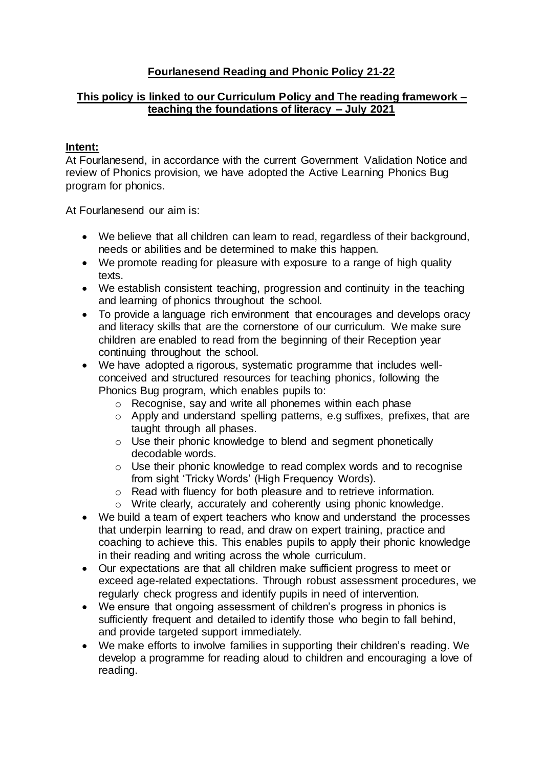# **Fourlanesend Reading and Phonic Policy 21-22**

## **This policy is linked to our Curriculum Policy and The reading framework – teaching the foundations of literacy – July 2021**

### **Intent:**

At Fourlanesend, in accordance with the current Government Validation Notice and review of Phonics provision, we have adopted the Active Learning Phonics Bug program for phonics.

At Fourlanesend our aim is:

- We believe that all children can learn to read, regardless of their background, needs or abilities and be determined to make this happen.
- We promote reading for pleasure with exposure to a range of high quality texts.
- We establish consistent teaching, progression and continuity in the teaching and learning of phonics throughout the school.
- To provide a language rich environment that encourages and develops oracy and literacy skills that are the cornerstone of our curriculum. We make sure children are enabled to read from the beginning of their Reception year continuing throughout the school.
- We have adopted a rigorous, systematic programme that includes well-conceived and structured resources for teaching phonics, following the Phonics Bug program, which enables pupils to:
  - Recognise, say and write all phonemes within each phase
  - Apply and understand spelling patterns, e.g suffixes, prefixes, that are taught through all phases.
  - Use their phonic knowledge to blend and segment phonetically decodable words.
  - Use their phonic knowledge to read complex words and to recognise from sight 'Tricky Words' (High Frequency Words).
  - Read with fluency for both pleasure and to retrieve information.
  - Write clearly, accurately and coherently using phonic knowledge.
- We build a team of expert teachers who know and understand the processes that underpin learning to read, and draw on expert training, practice and coaching to achieve this. This enables pupils to apply their phonic knowledge in their reading and writing across the whole curriculum.
- Our expectations are that all children make sufficient progress to meet or exceed age-related expectations. Through robust assessment procedures, we regularly check progress and identify pupils in need of intervention.
- We ensure that ongoing assessment of children's progress in phonics is sufficiently frequent and detailed to identify those who begin to fall behind, and provide targeted support immediately.
- We make efforts to involve families in supporting their children's reading. We develop a programme for reading aloud to children and encouraging a love of reading.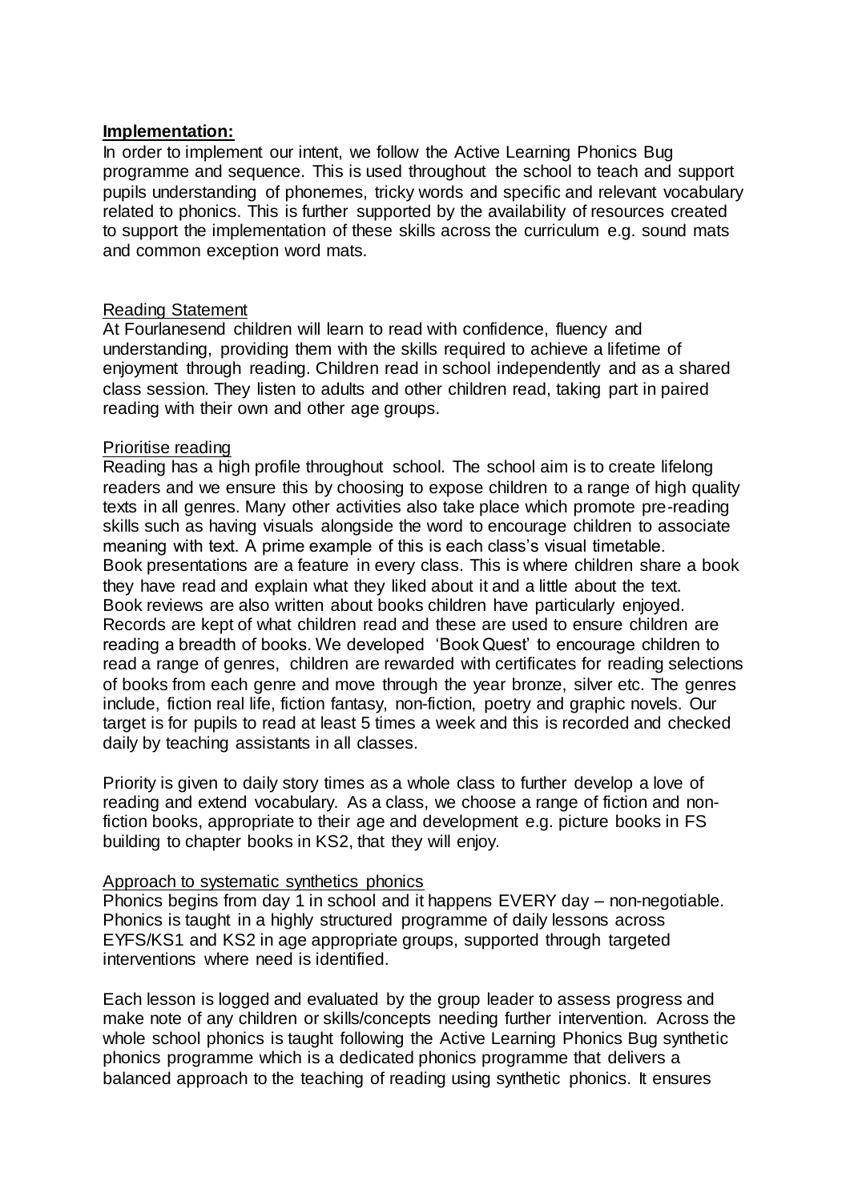**Implementation:**

In order to implement our intent, we follow the Active Learning Phonics Bug programme and sequence. This is used throughout the school to teach and support pupils understanding of phonemes, tricky words and specific and relevant vocabulary related to phonics. This is further supported by the availability of resources created to support the implementation of these skills across the curriculum e.g. sound mats and common exception word mats.

Reading Statement

At Fourlanesend children will learn to read with confidence, fluency and understanding, providing them with the skills required to achieve a lifetime of enjoyment through reading. Children read in school independently and as a shared class session. They listen to adults and other children read, taking part in paired reading with their own and other age groups.

Prioritise reading

Reading has a high profile throughout school. The school aim is to create lifelong readers and we ensure this by choosing to expose children to a range of high quality texts in all genres. Many other activities also take place which promote pre-reading skills such as having visuals alongside the word to encourage children to associate meaning with text. A prime example of this is each class's visual timetable. Book presentations are a feature in every class. This is where children share a book they have read and explain what they liked about it and a little about the text. Book reviews are also written about books children have particularly enjoyed. Records are kept of what children read and these are used to ensure children are reading a breadth of books. We developed 'Book Quest' to encourage children to read a range of genres, children are rewarded with certificates for reading selections of books from each genre and move through the year bronze, silver etc. The genres include, fiction real life, fiction fantasy, non-fiction, poetry and graphic novels. Our target is for pupils to read at least 5 times a week and this is recorded and checked daily by teaching assistants in all classes.

Priority is given to daily story times as a whole class to further develop a love of reading and extend vocabulary. As a class, we choose a range of fiction and non-fiction books, appropriate to their age and development e.g. picture books in FS building to chapter books in KS2, that they will enjoy.

Approach to systematic synthetics phonics

Phonics begins from day 1 in school and it happens EVERY day – non-negotiable. Phonics is taught in a highly structured programme of daily lessons across EYFS/KS1 and KS2 in age appropriate groups, supported through targeted interventions where need is identified.

Each lesson is logged and evaluated by the group leader to assess progress and make note of any children or skills/concepts needing further intervention. Across the whole school phonics is taught following the Active Learning Phonics Bug synthetic phonics programme which is a dedicated phonics programme that delivers a balanced approach to the teaching of reading using synthetic phonics. It ensures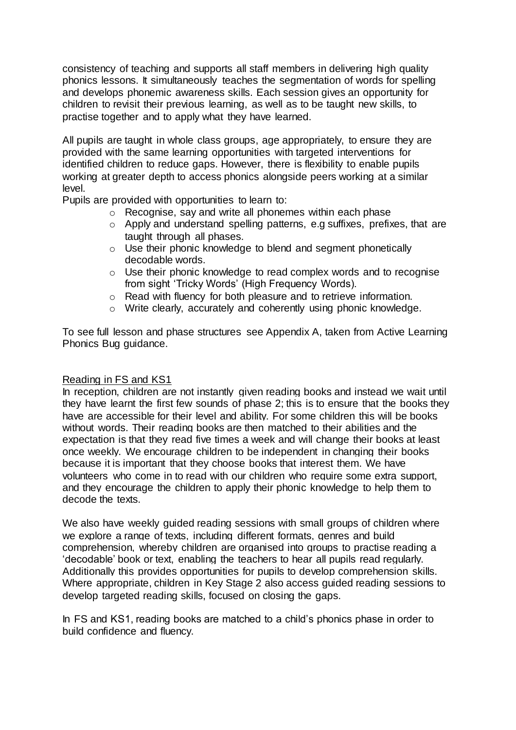consistency of teaching and supports all staff members in delivering high quality phonics lessons. It simultaneously teaches the segmentation of words for spelling and develops phonemic awareness skills. Each session gives an opportunity for children to revisit their previous learning, as well as to be taught new skills, to practise together and to apply what they have learned.

All pupils are taught in whole class groups, age appropriately, to ensure they are provided with the same learning opportunities with targeted interventions for identified children to reduce gaps. However, there is flexibility to enable pupils working at greater depth to access phonics alongside peers working at a similar level.

Pupils are provided with opportunities to learn to:

- Recognise, say and write all phonemes within each phase
- Apply and understand spelling patterns, e.g suffixes, prefixes, that are taught through all phases.
- Use their phonic knowledge to blend and segment phonetically decodable words.
- Use their phonic knowledge to read complex words and to recognise from sight 'Tricky Words' (High Frequency Words).
- Read with fluency for both pleasure and to retrieve information.
- Write clearly, accurately and coherently using phonic knowledge.

To see full lesson and phase structures see Appendix A, taken from Active Learning Phonics Bug guidance.

## Reading in FS and KS1

In reception, children are not instantly given reading books and instead we wait until they have learnt the first few sounds of phase 2; this is to ensure that the books they have are accessible for their level and ability. For some children this will be books without words. Their reading books are then matched to their abilities and the expectation is that they read five times a week and will change their books at least once weekly. We encourage children to be independent in changing their books because it is important that they choose books that interest them. We have volunteers who come in to read with our children who require some extra support, and they encourage the children to apply their phonic knowledge to help them to decode the texts.

We also have weekly guided reading sessions with small groups of children where we explore a range of texts, including different formats, genres and build comprehension, whereby children are organised into groups to practise reading a 'decodable' book or text, enabling the teachers to hear all pupils read regularly. Additionally this provides opportunities for pupils to develop comprehension skills. Where appropriate, children in Key Stage 2 also access guided reading sessions to develop targeted reading skills, focused on closing the gaps.

In FS and KS1, reading books are matched to a child's phonics phase in order to build confidence and fluency.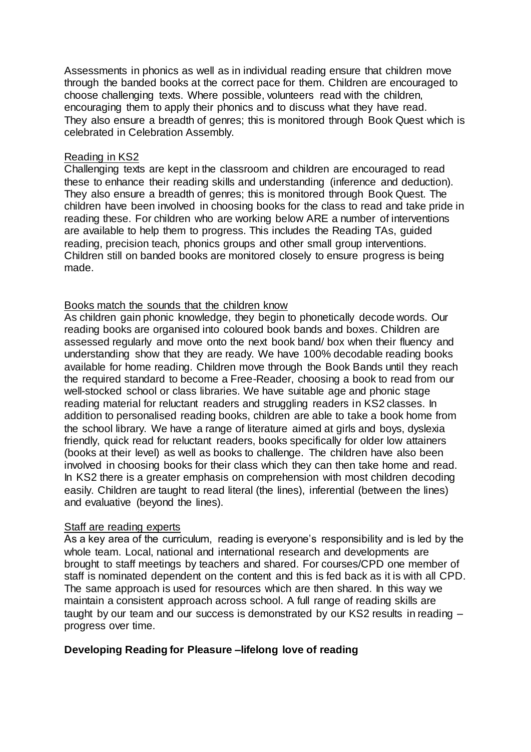Assessments in phonics as well as in individual reading ensure that children move through the banded books at the correct pace for them. Children are encouraged to choose challenging texts. Where possible, volunteers read with the children, encouraging them to apply their phonics and to discuss what they have read. They also ensure a breadth of genres; this is monitored through Book Quest which is celebrated in Celebration Assembly.

<u>Reading in KS2</u>

Challenging texts are kept in the classroom and children are encouraged to read these to enhance their reading skills and understanding (inference and deduction). They also ensure a breadth of genres; this is monitored through Book Quest. The children have been involved in choosing books for the class to read and take pride in reading these. For children who are working below ARE a number of interventions are available to help them to progress. This includes the Reading TAs, guided reading, precision teach, phonics groups and other small group interventions. Children still on banded books are monitored closely to ensure progress is being made.

<u>Books match the sounds that the children know</u>

As children gain phonic knowledge, they begin to phonetically decode words. Our reading books are organised into coloured book bands and boxes. Children are assessed regularly and move onto the next book band/ box when their fluency and understanding show that they are ready. We have 100% decodable reading books available for home reading. Children move through the Book Bands until they reach the required standard to become a Free-Reader, choosing a book to read from our well-stocked school or class libraries. We have suitable age and phonic stage reading material for reluctant readers and struggling readers in KS2 classes. In addition to personalised reading books, children are able to take a book home from the school library. We have a range of literature aimed at girls and boys, dyslexia friendly, quick read for reluctant readers, books specifically for older low attainers (books at their level) as well as books to challenge. The children have also been involved in choosing books for their class which they can then take home and read. In KS2 there is a greater emphasis on comprehension with most children decoding easily. Children are taught to read literal (the lines), inferential (between the lines) and evaluative (beyond the lines).

<u>Staff are reading experts</u>

As a key area of the curriculum, reading is everyone's responsibility and is led by the whole team. Local, national and international research and developments are brought to staff meetings by teachers and shared. For courses/CPD one member of staff is nominated dependent on the content and this is fed back as it is with all CPD. The same approach is used for resources which are then shared. In this way we maintain a consistent approach across school. A full range of reading skills are taught by our team and our success is demonstrated by our KS2 results in reading – progress over time.

**Developing Reading for Pleasure –lifelong love of reading**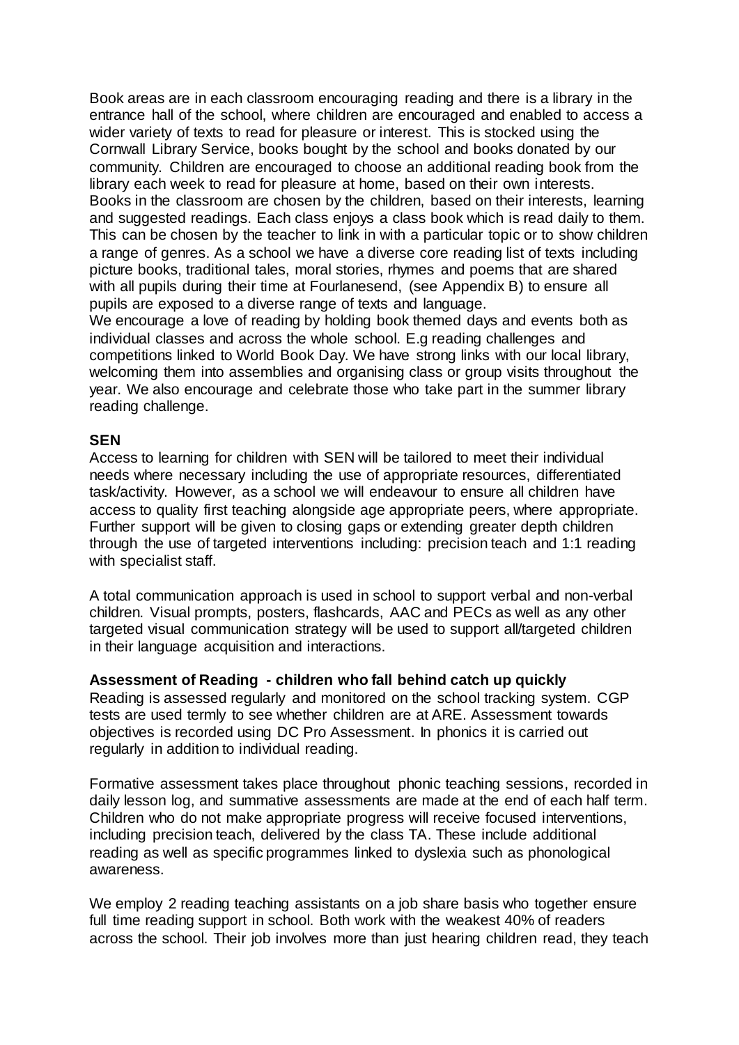Book areas are in each classroom encouraging reading and there is a library in the entrance hall of the school, where children are encouraged and enabled to access a wider variety of texts to read for pleasure or interest. This is stocked using the Cornwall Library Service, books bought by the school and books donated by our community. Children are encouraged to choose an additional reading book from the library each week to read for pleasure at home, based on their own interests. Books in the classroom are chosen by the children, based on their interests, learning and suggested readings. Each class enjoys a class book which is read daily to them. This can be chosen by the teacher to link in with a particular topic or to show children a range of genres. As a school we have a diverse core reading list of texts including picture books, traditional tales, moral stories, rhymes and poems that are shared with all pupils during their time at Fourlanesend, (see Appendix B) to ensure all pupils are exposed to a diverse range of texts and language.

We encourage a love of reading by holding book themed days and events both as individual classes and across the whole school. E.g reading challenges and competitions linked to World Book Day. We have strong links with our local library, welcoming them into assemblies and organising class or group visits throughout the year. We also encourage and celebrate those who take part in the summer library reading challenge.

**SEN**

Access to learning for children with SEN will be tailored to meet their individual needs where necessary including the use of appropriate resources, differentiated task/activity. However, as a school we will endeavour to ensure all children have access to quality first teaching alongside age appropriate peers, where appropriate. Further support will be given to closing gaps or extending greater depth children through the use of targeted interventions including: precision teach and 1:1 reading with specialist staff.

A total communication approach is used in school to support verbal and non-verbal children. Visual prompts, posters, flashcards, AAC and PECs as well as any other targeted visual communication strategy will be used to support all/targeted children in their language acquisition and interactions.

**Assessment of Reading - children who fall behind catch up quickly**

Reading is assessed regularly and monitored on the school tracking system. CGP tests are used termly to see whether children are at ARE. Assessment towards objectives is recorded using DC Pro Assessment. In phonics it is carried out regularly in addition to individual reading.

Formative assessment takes place throughout phonic teaching sessions, recorded in daily lesson log, and summative assessments are made at the end of each half term. Children who do not make appropriate progress will receive focused interventions, including precision teach, delivered by the class TA. These include additional reading as well as specific programmes linked to dyslexia such as phonological awareness.

We employ 2 reading teaching assistants on a job share basis who together ensure full time reading support in school. Both work with the weakest 40% of readers across the school. Their job involves more than just hearing children read, they teach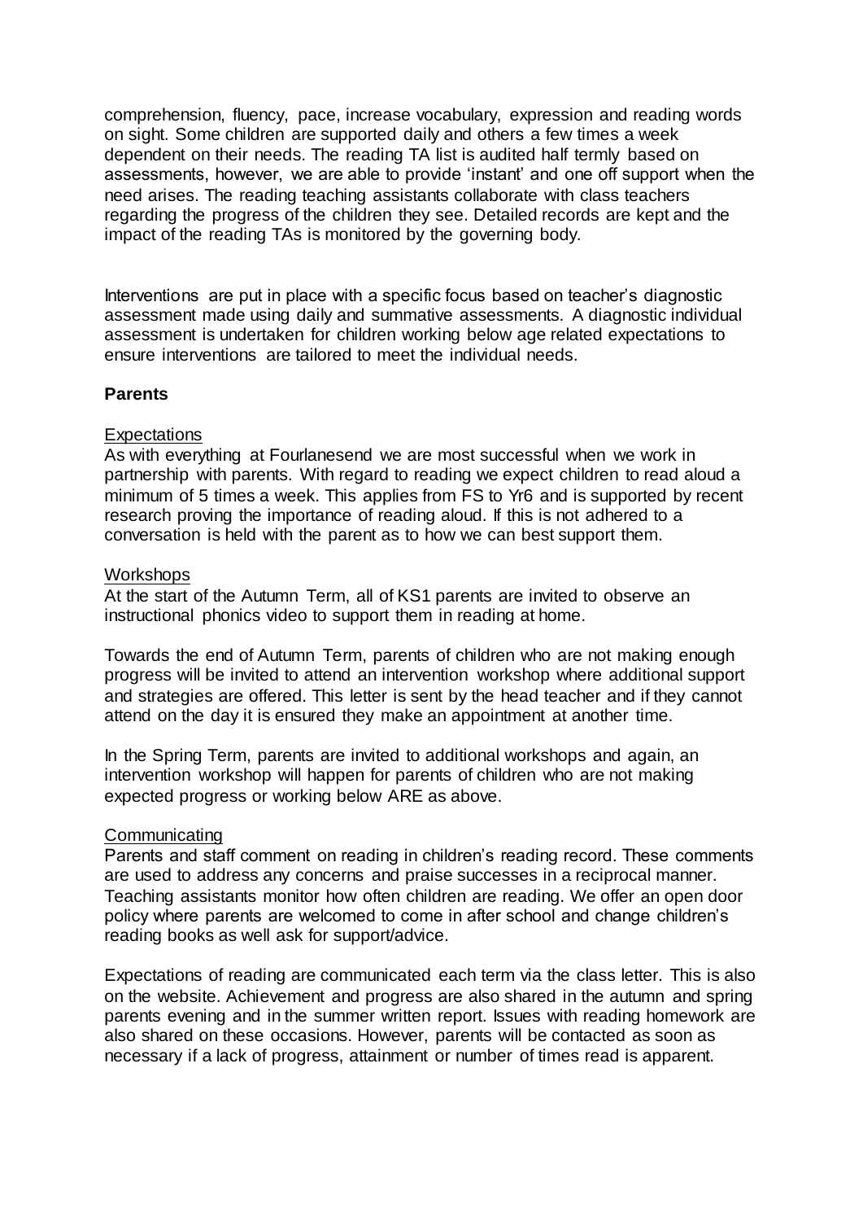comprehension, fluency, pace, increase vocabulary, expression and reading words on sight. Some children are supported daily and others a few times a week dependent on their needs. The reading TA list is audited half termly based on assessments, however, we are able to provide 'instant' and one off support when the need arises. The reading teaching assistants collaborate with class teachers regarding the progress of the children they see. Detailed records are kept and the impact of the reading TAs is monitored by the governing body.

Interventions are put in place with a specific focus based on teacher's diagnostic assessment made using daily and summative assessments. A diagnostic individual assessment is undertaken for children working below age related expectations to ensure interventions are tailored to meet the individual needs.

**Parents**

Expectations

As with everything at Fourlanesend we are most successful when we work in partnership with parents. With regard to reading we expect children to read aloud a minimum of 5 times a week. This applies from FS to Yr6 and is supported by recent research proving the importance of reading aloud. If this is not adhered to a conversation is held with the parent as to how we can best support them.

Workshops

At the start of the Autumn Term, all of KS1 parents are invited to observe an instructional phonics video to support them in reading at home.

Towards the end of Autumn Term, parents of children who are not making enough progress will be invited to attend an intervention workshop where additional support and strategies are offered. This letter is sent by the head teacher and if they cannot attend on the day it is ensured they make an appointment at another time.

In the Spring Term, parents are invited to additional workshops and again, an intervention workshop will happen for parents of children who are not making expected progress or working below ARE as above.

Communicating

Parents and staff comment on reading in children's reading record. These comments are used to address any concerns and praise successes in a reciprocal manner. Teaching assistants monitor how often children are reading. We offer an open door policy where parents are welcomed to come in after school and change children's reading books as well ask for support/advice.

Expectations of reading are communicated each term via the class letter. This is also on the website. Achievement and progress are also shared in the autumn and spring parents evening and in the summer written report. Issues with reading homework are also shared on these occasions. However, parents will be contacted as soon as necessary if a lack of progress, attainment or number of times read is apparent.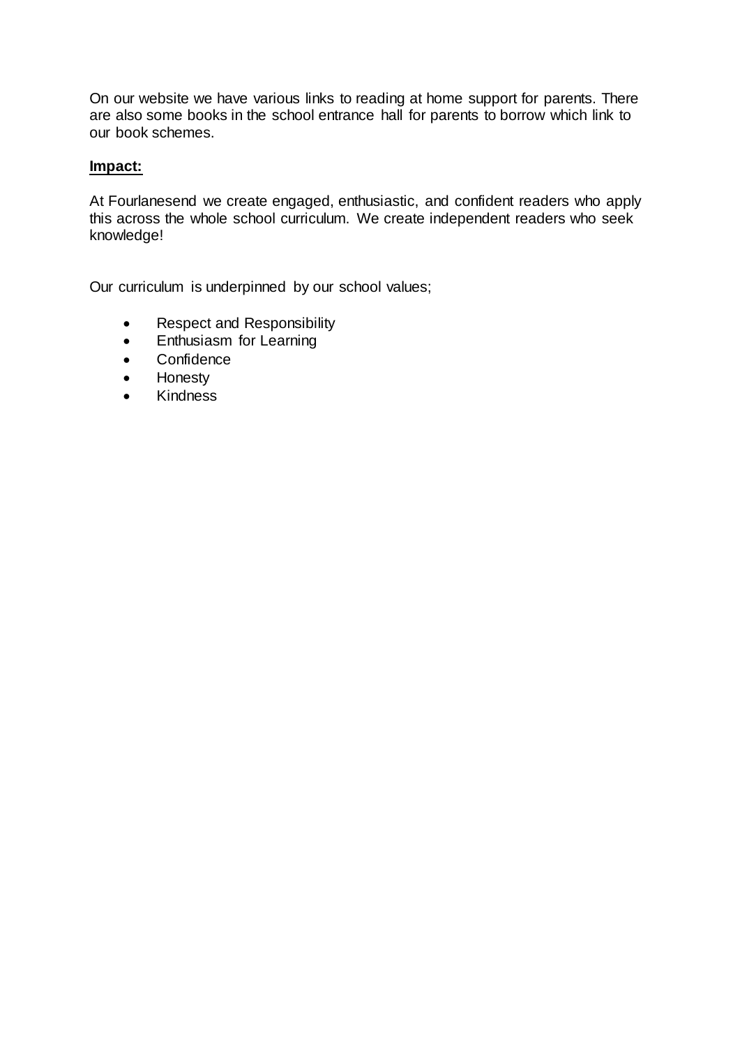On our website we have various links to reading at home support for parents. There are also some books in the school entrance hall for parents to borrow which link to our book schemes.

**Impact:**

At Fourlanesend we create engaged, enthusiastic, and confident readers who apply this across the whole school curriculum. We create independent readers who seek knowledge!

Our curriculum is underpinned by our school values;

- Respect and Responsibility
- Enthusiasm for Learning
- Confidence
- Honesty
- Kindness